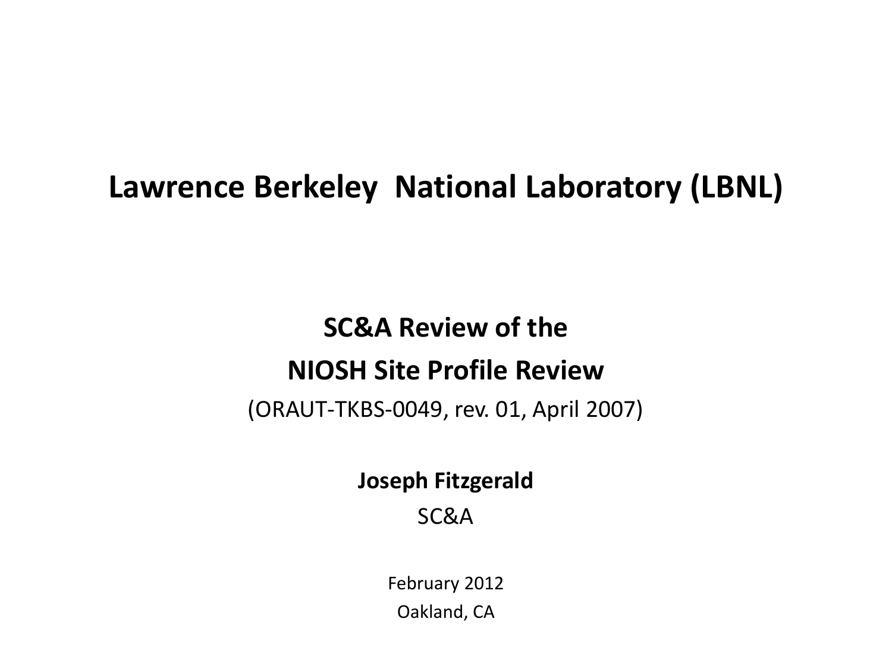# Lawrence Berkeley National Laboratory (LBNL)

## SC&A Review of the

## NIOSH Site Profile Review

(ORAUT-TKBS-0049, rev. 01, April 2007)

**Joseph Fitzgerald**

SC&A

February 2012

Oakland, CA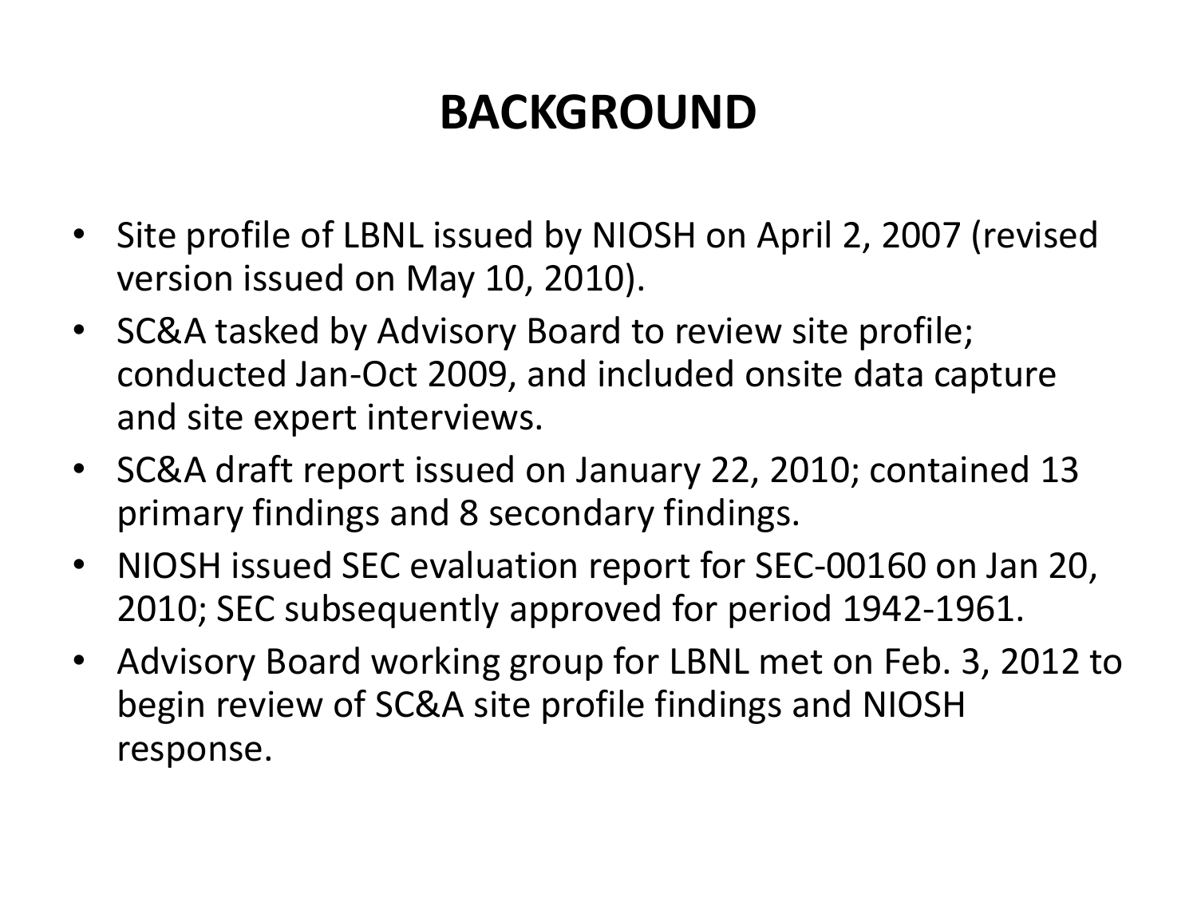# BACKGROUND

- Site profile of LBNL issued by NIOSH on April 2, 2007 (revised version issued on May 10, 2010).
- SC&A tasked by Advisory Board to review site profile; conducted Jan-Oct 2009, and included onsite data capture and site expert interviews.
- SC&A draft report issued on January 22, 2010; contained 13 primary findings and 8 secondary findings.
- NIOSH issued SEC evaluation report for SEC-00160 on Jan 20, 2010; SEC subsequently approved for period 1942-1961.
- Advisory Board working group for LBNL met on Feb. 3, 2012 to begin review of SC&A site profile findings and NIOSH response.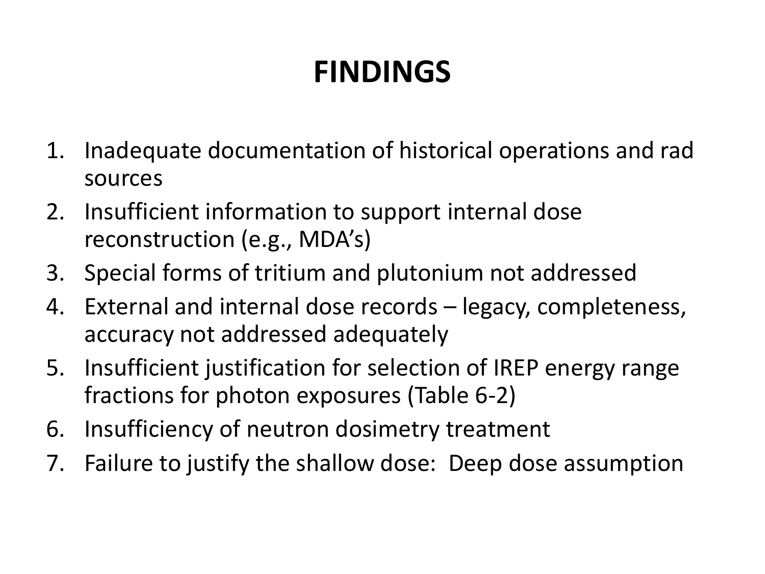# FINDINGS

1. Inadequate documentation of historical operations and rad sources
2. Insufficient information to support internal dose reconstruction (e.g., MDA's)
3. Special forms of tritium and plutonium not addressed
4. External and internal dose records – legacy, completeness, accuracy not addressed adequately
5. Insufficient justification for selection of IREP energy range fractions for photon exposures (Table 6-2)
6. Insufficiency of neutron dosimetry treatment
7. Failure to justify the shallow dose: Deep dose assumption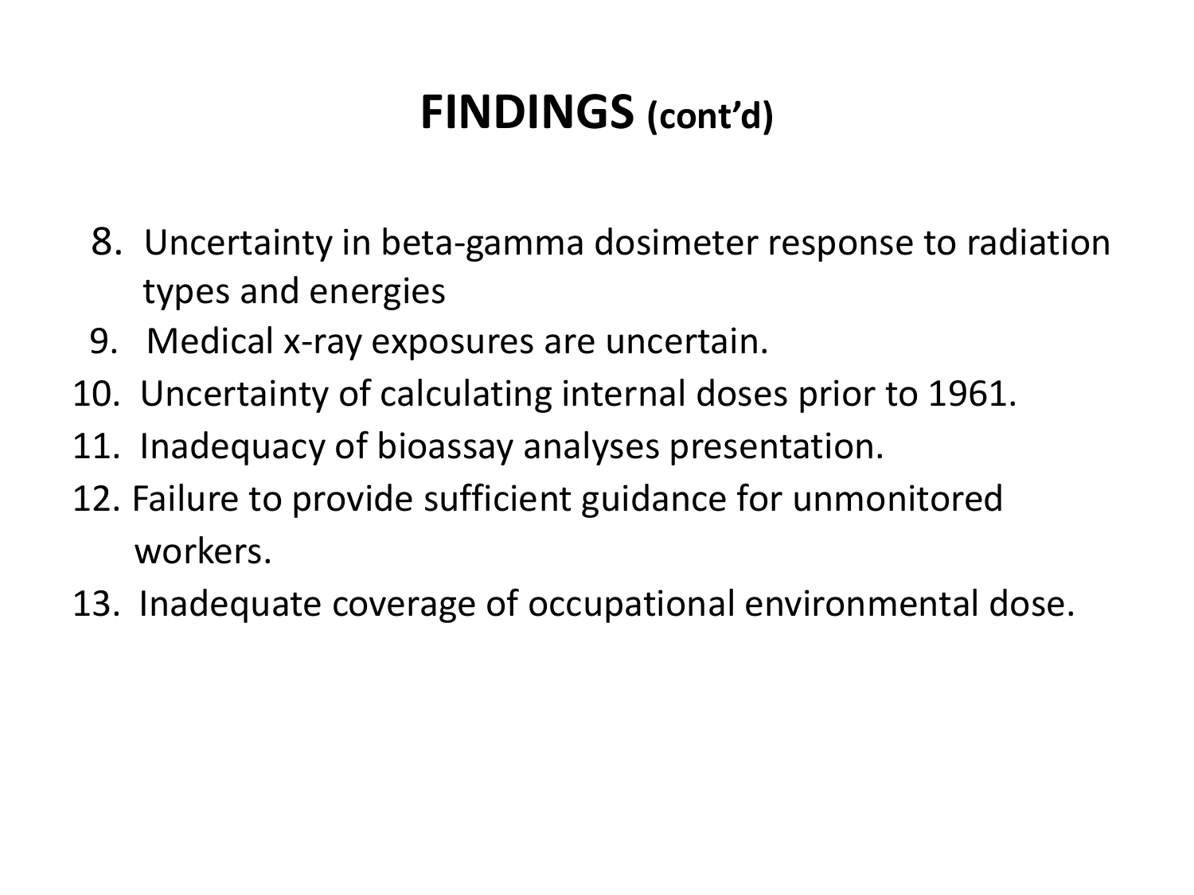# FINDINGS (cont'd)

8. Uncertainty in beta-gamma dosimeter response to radiation types and energies
9. Medical x-ray exposures are uncertain.
10. Uncertainty of calculating internal doses prior to 1961.
11. Inadequacy of bioassay analyses presentation.
12. Failure to provide sufficient guidance for unmonitored workers.
13. Inadequate coverage of occupational environmental dose.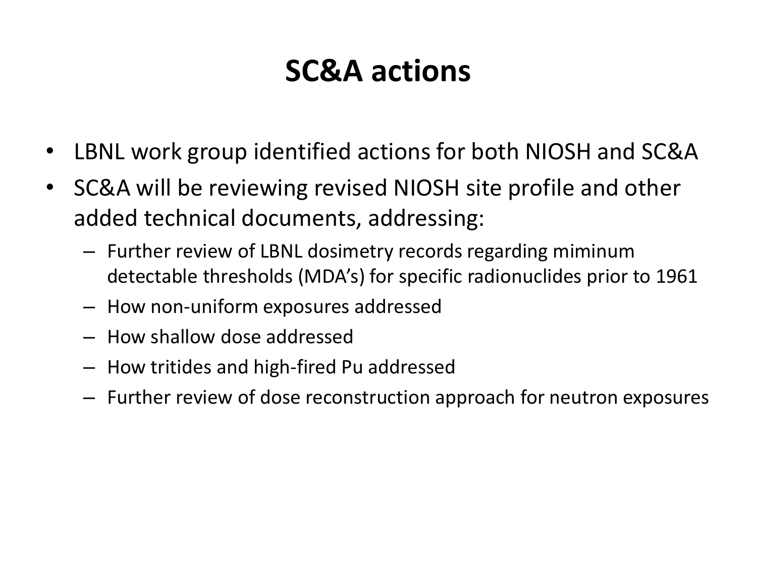# SC&A actions

- LBNL work group identified actions for both NIOSH and SC&A
- SC&A will be reviewing revised NIOSH site profile and other added technical documents, addressing:
  - Further review of LBNL dosimetry records regarding miminum detectable thresholds (MDA's) for specific radionuclides prior to 1961
  - How non-uniform exposures addressed
  - How shallow dose addressed
  - How tritides and high-fired Pu addressed
  - Further review of dose reconstruction approach for neutron exposures